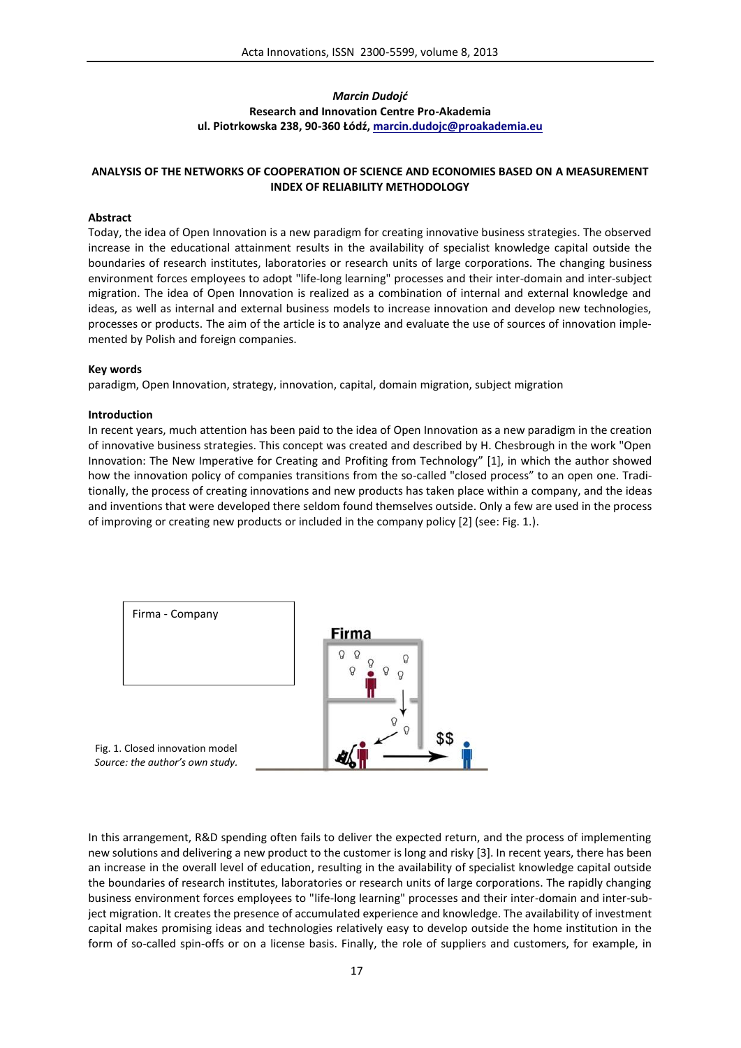*Marcin Dudojć*
**Research and Innovation Centre Pro-Akademia**
**ul. Piotrkowska 238, 90-360 Łódź, marcin.dudojc@proakademia.eu**

# ANALYSIS OF THE NETWORKS OF COOPERATION OF SCIENCE AND ECONOMIES BASED ON A MEASUREMENT INDEX OF RELIABILITY METHODOLOGY

## Abstract

Today, the idea of Open Innovation is a new paradigm for creating innovative business strategies. The observed increase in the educational attainment results in the availability of specialist knowledge capital outside the boundaries of research institutes, laboratories or research units of large corporations. The changing business environment forces employees to adopt "life-long learning" processes and their inter-domain and inter-subject migration. The idea of Open Innovation is realized as a combination of internal and external knowledge and ideas, as well as internal and external business models to increase innovation and develop new technologies, processes or products. The aim of the article is to analyze and evaluate the use of sources of innovation implemented by Polish and foreign companies.

## Key words

paradigm, Open Innovation, strategy, innovation, capital, domain migration, subject migration

## Introduction

In recent years, much attention has been paid to the idea of Open Innovation as a new paradigm in the creation of innovative business strategies. This concept was created and described by H. Chesbrough in the work "Open Innovation: The New Imperative for Creating and Profiting from Technology" [1], in which the author showed how the innovation policy of companies transitions from the so-called "closed process" to an open one. Traditionally, the process of creating innovations and new products has taken place within a company, and the ideas and inventions that were developed there seldom found themselves outside. Only a few are used in the process of improving or creating new products or included in the company policy [2] (see: Fig. 1.).

Firma - Company

Fig. 1. Closed innovation model
*Source: the author's own study.*

In this arrangement, R&D spending often fails to deliver the expected return, and the process of implementing new solutions and delivering a new product to the customer is long and risky [3]. In recent years, there has been an increase in the overall level of education, resulting in the availability of specialist knowledge capital outside the boundaries of research institutes, laboratories or research units of large corporations. The rapidly changing business environment forces employees to "life-long learning" processes and their inter-domain and inter-subject migration. It creates the presence of accumulated experience and knowledge. The availability of investment capital makes promising ideas and technologies relatively easy to develop outside the home institution in the form of so-called spin-offs or on a license basis. Finally, the role of suppliers and customers, for example, in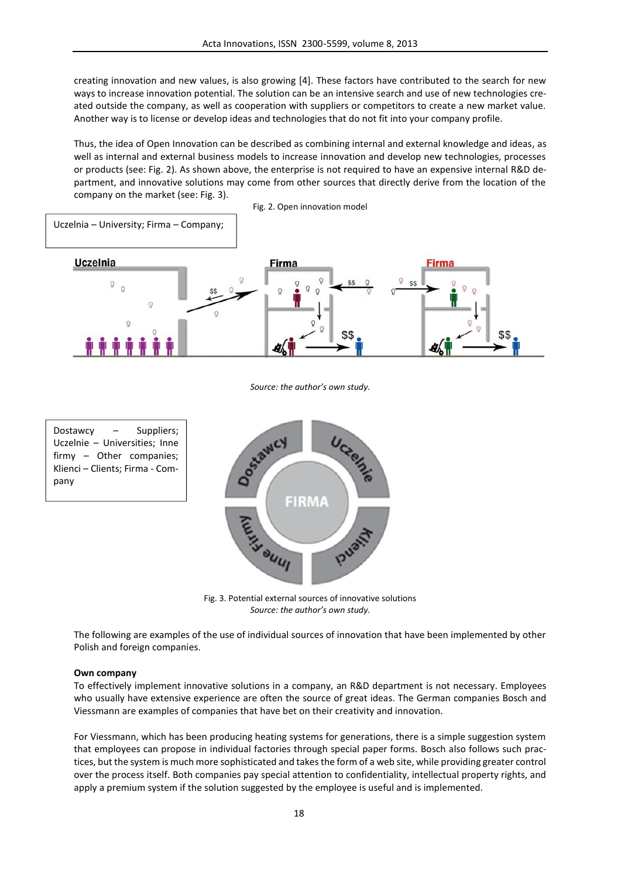creating innovation and new values, is also growing [4]. These factors have contributed to the search for new ways to increase innovation potential. The solution can be an intensive search and use of new technologies created outside the company, as well as cooperation with suppliers or competitors to create a new market value. Another way is to license or develop ideas and technologies that do not fit into your company profile.

Thus, the idea of Open Innovation can be described as combining internal and external knowledge and ideas, as well as internal and external business models to increase innovation and develop new technologies, processes or products (see: Fig. 2). As shown above, the enterprise is not required to have an expensive internal R&D department, and innovative solutions may come from other sources that directly derive from the location of the company on the market (see: Fig. 3).

Fig. 2. Open innovation model

Uczelnia – University; Firma – Company;

*Source: the author's own study.*

Dostawcy – Suppliers; Uczelnie – Universities; Inne firmy – Other companies; Klienci – Clients; Firma - Company

Fig. 3. Potential external sources of innovative solutions
*Source: the author's own study.*

The following are examples of the use of individual sources of innovation that have been implemented by other Polish and foreign companies.

**Own company**

To effectively implement innovative solutions in a company, an R&D department is not necessary. Employees who usually have extensive experience are often the source of great ideas. The German companies Bosch and Viessmann are examples of companies that have bet on their creativity and innovation.

For Viessmann, which has been producing heating systems for generations, there is a simple suggestion system that employees can propose in individual factories through special paper forms. Bosch also follows such practices, but the system is much more sophisticated and takes the form of a web site, while providing greater control over the process itself. Both companies pay special attention to confidentiality, intellectual property rights, and apply a premium system if the solution suggested by the employee is useful and is implemented.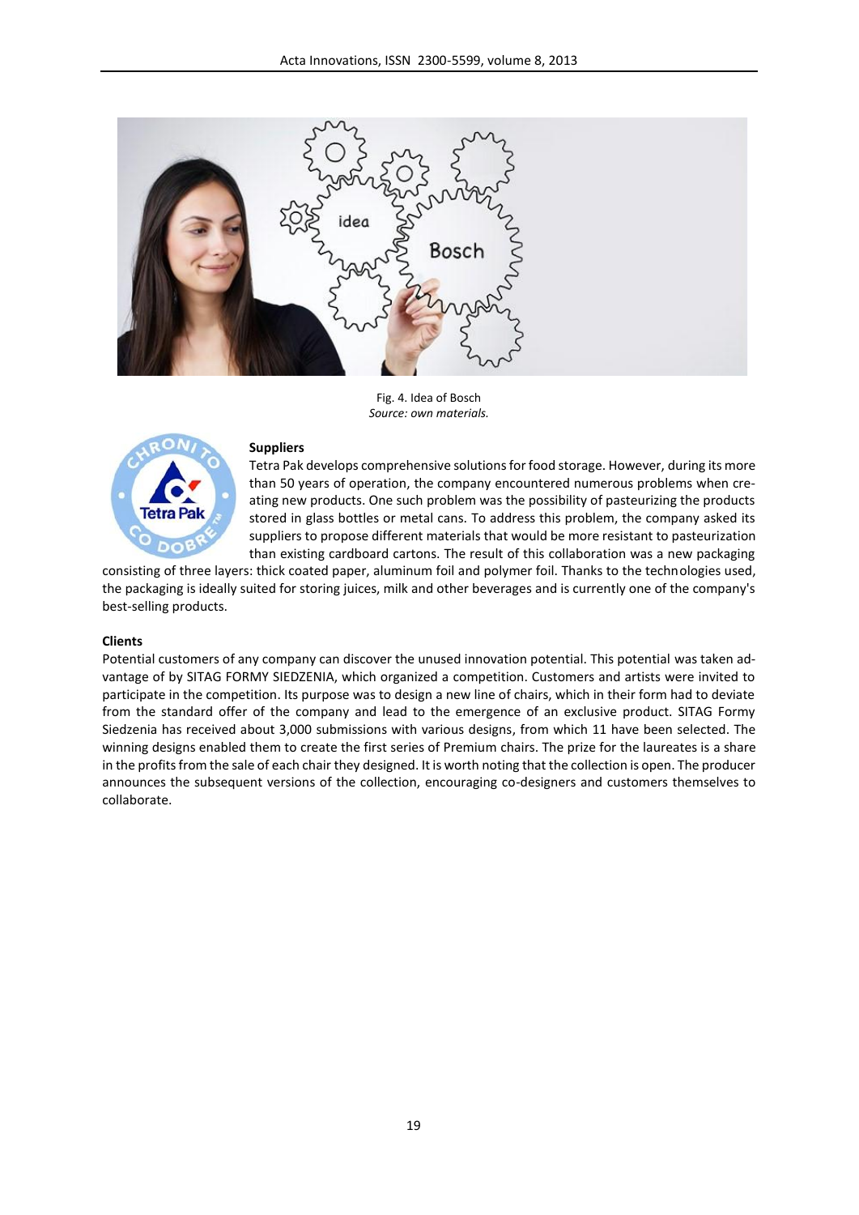Fig. 4. Idea of Bosch
*Source: own materials.*

**Suppliers**

Tetra Pak develops comprehensive solutions for food storage. However, during its more than 50 years of operation, the company encountered numerous problems when creating new products. One such problem was the possibility of pasteurizing the products stored in glass bottles or metal cans. To address this problem, the company asked its suppliers to propose different materials that would be more resistant to pasteurization than existing cardboard cartons. The result of this collaboration was a new packaging consisting of three layers: thick coated paper, aluminum foil and polymer foil. Thanks to the technologies used, the packaging is ideally suited for storing juices, milk and other beverages and is currently one of the company's best-selling products.

**Clients**

Potential customers of any company can discover the unused innovation potential. This potential was taken advantage of by SITAG FORMY SIEDZENIA, which organized a competition. Customers and artists were invited to participate in the competition. Its purpose was to design a new line of chairs, which in their form had to deviate from the standard offer of the company and lead to the emergence of an exclusive product. SITAG Formy Siedzenia has received about 3,000 submissions with various designs, from which 11 have been selected. The winning designs enabled them to create the first series of Premium chairs. The prize for the laureates is a share in the profits from the sale of each chair they designed. It is worth noting that the collection is open. The producer announces the subsequent versions of the collection, encouraging co-designers and customers themselves to collaborate.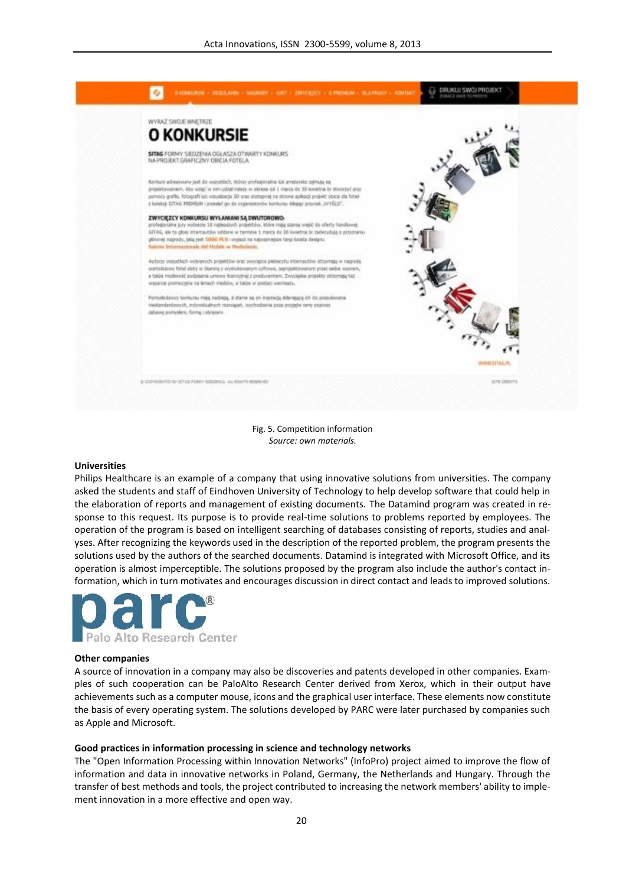Fig. 5. Competition information
*Source: own materials.*

**Universities**

Philips Healthcare is an example of a company that using innovative solutions from universities. The company asked the students and staff of Eindhoven University of Technology to help develop software that could help in the elaboration of reports and management of existing documents. The Datamind program was created in response to this request. Its purpose is to provide real-time solutions to problems reported by employees. The operation of the program is based on intelligent searching of databases consisting of reports, studies and analyses. After recognizing the keywords used in the description of the reported problem, the program presents the solutions used by the authors of the searched documents. Datamind is integrated with Microsoft Office, and its operation is almost imperceptible. The solutions proposed by the program also include the author's contact information, which in turn motivates and encourages discussion in direct contact and leads to improved solutions.

**Other companies**

A source of innovation in a company may also be discoveries and patents developed in other companies. Examples of such cooperation can be PaloAlto Research Center derived from Xerox, which in their output have achievements such as a computer mouse, icons and the graphical user interface. These elements now constitute the basis of every operating system. The solutions developed by PARC were later purchased by companies such as Apple and Microsoft.

**Good practices in information processing in science and technology networks**

The "Open Information Processing within Innovation Networks" (InfoPro) project aimed to improve the flow of information and data in innovative networks in Poland, Germany, the Netherlands and Hungary. Through the transfer of best methods and tools, the project contributed to increasing the network members' ability to implement innovation in a more effective and open way.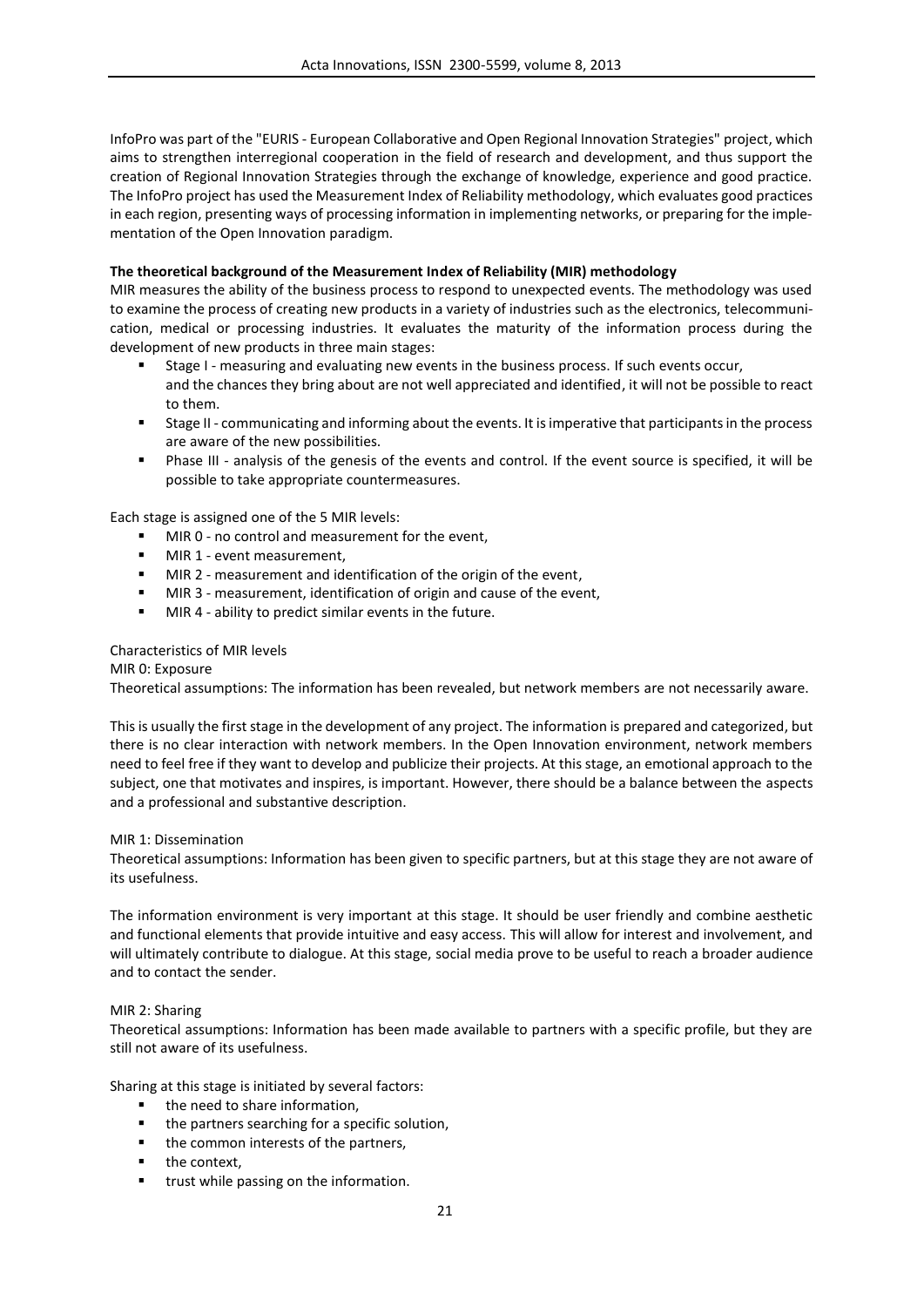InfoPro was part of the "EURIS - European Collaborative and Open Regional Innovation Strategies" project, which aims to strengthen interregional cooperation in the field of research and development, and thus support the creation of Regional Innovation Strategies through the exchange of knowledge, experience and good practice. The InfoPro project has used the Measurement Index of Reliability methodology, which evaluates good practices in each region, presenting ways of processing information in implementing networks, or preparing for the implementation of the Open Innovation paradigm.

**The theoretical background of the Measurement Index of Reliability (MIR) methodology**

MIR measures the ability of the business process to respond to unexpected events. The methodology was used to examine the process of creating new products in a variety of industries such as the electronics, telecommunication, medical or processing industries. It evaluates the maturity of the information process during the development of new products in three main stages:

- Stage I - measuring and evaluating new events in the business process. If such events occur, and the chances they bring about are not well appreciated and identified, it will not be possible to react to them.
- Stage II - communicating and informing about the events. It is imperative that participants in the process are aware of the new possibilities.
- Phase III - analysis of the genesis of the events and control. If the event source is specified, it will be possible to take appropriate countermeasures.

Each stage is assigned one of the 5 MIR levels:

- MIR 0 - no control and measurement for the event,
- MIR 1 - event measurement,
- MIR 2 - measurement and identification of the origin of the event,
- MIR 3 - measurement, identification of origin and cause of the event,
- MIR 4 - ability to predict similar events in the future.

Characteristics of MIR levels

MIR 0: Exposure

Theoretical assumptions: The information has been revealed, but network members are not necessarily aware.

This is usually the first stage in the development of any project. The information is prepared and categorized, but there is no clear interaction with network members. In the Open Innovation environment, network members need to feel free if they want to develop and publicize their projects. At this stage, an emotional approach to the subject, one that motivates and inspires, is important. However, there should be a balance between the aspects and a professional and substantive description.

MIR 1: Dissemination

Theoretical assumptions: Information has been given to specific partners, but at this stage they are not aware of its usefulness.

The information environment is very important at this stage. It should be user friendly and combine aesthetic and functional elements that provide intuitive and easy access. This will allow for interest and involvement, and will ultimately contribute to dialogue. At this stage, social media prove to be useful to reach a broader audience and to contact the sender.

MIR 2: Sharing

Theoretical assumptions: Information has been made available to partners with a specific profile, but they are still not aware of its usefulness.

Sharing at this stage is initiated by several factors:

- the need to share information,
- the partners searching for a specific solution,
- the common interests of the partners,
- the context,
- trust while passing on the information.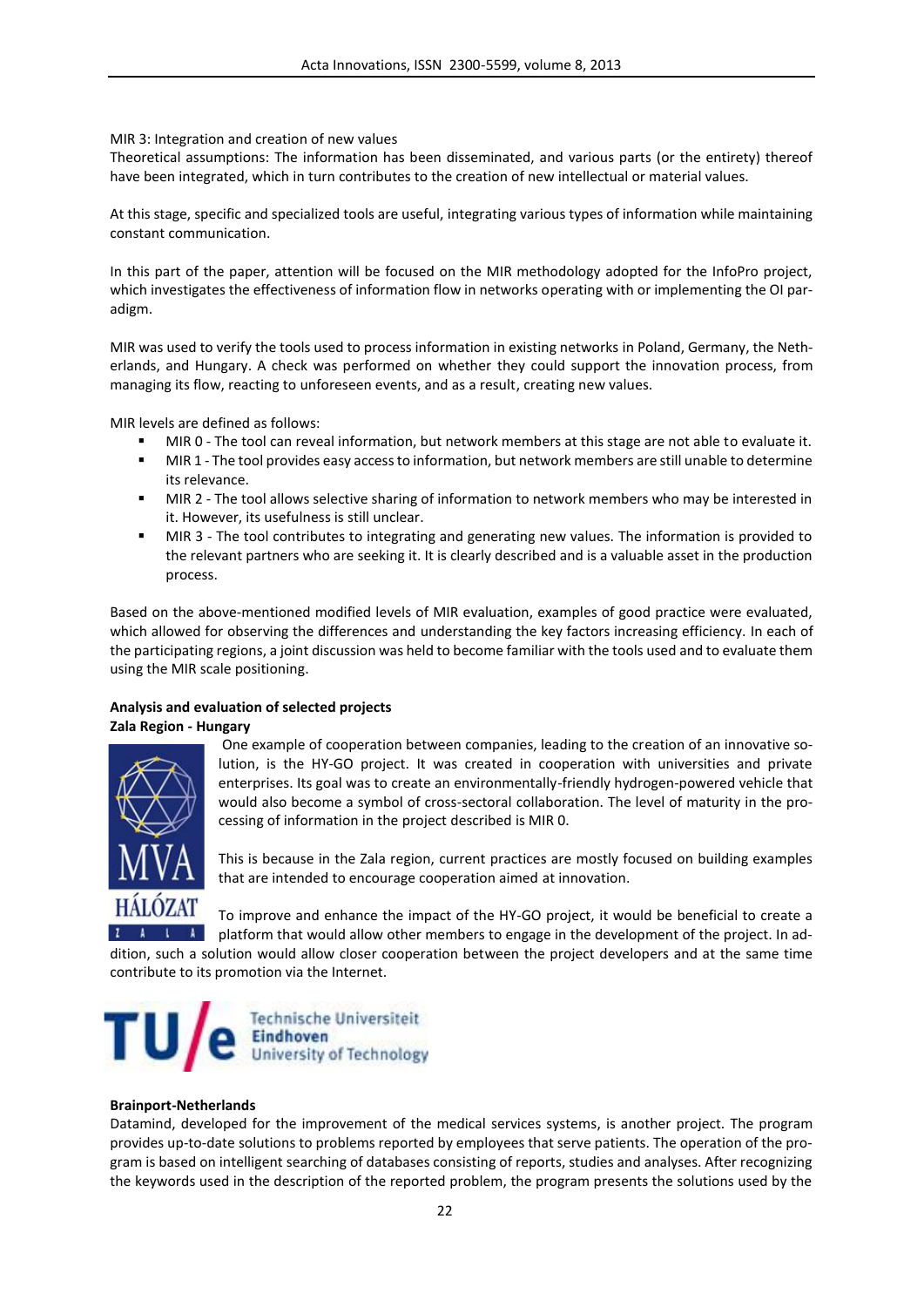MIR 3: Integration and creation of new values

Theoretical assumptions: The information has been disseminated, and various parts (or the entirety) thereof have been integrated, which in turn contributes to the creation of new intellectual or material values.

At this stage, specific and specialized tools are useful, integrating various types of information while maintaining constant communication.

In this part of the paper, attention will be focused on the MIR methodology adopted for the InfoPro project, which investigates the effectiveness of information flow in networks operating with or implementing the OI paradigm.

MIR was used to verify the tools used to process information in existing networks in Poland, Germany, the Netherlands, and Hungary. A check was performed on whether they could support the innovation process, from managing its flow, reacting to unforeseen events, and as a result, creating new values.

MIR levels are defined as follows:

- MIR 0 - The tool can reveal information, but network members at this stage are not able to evaluate it.
- MIR 1 - The tool provides easy access to information, but network members are still unable to determine its relevance.
- MIR 2 - The tool allows selective sharing of information to network members who may be interested in it. However, its usefulness is still unclear.
- MIR 3 - The tool contributes to integrating and generating new values. The information is provided to the relevant partners who are seeking it. It is clearly described and is a valuable asset in the production process.

Based on the above-mentioned modified levels of MIR evaluation, examples of good practice were evaluated, which allowed for observing the differences and understanding the key factors increasing efficiency. In each of the participating regions, a joint discussion was held to become familiar with the tools used and to evaluate them using the MIR scale positioning.

**Analysis and evaluation of selected projects**

**Zala Region - Hungary**

One example of cooperation between companies, leading to the creation of an innovative solution, is the HY-GO project. It was created in cooperation with universities and private enterprises. Its goal was to create an environmentally-friendly hydrogen-powered vehicle that would also become a symbol of cross-sectoral collaboration. The level of maturity in the processing of information in the project described is MIR 0.

This is because in the Zala region, current practices are mostly focused on building examples that are intended to encourage cooperation aimed at innovation.

To improve and enhance the impact of the HY-GO project, it would be beneficial to create a platform that would allow other members to engage in the development of the project. In addition, such a solution would allow closer cooperation between the project developers and at the same time contribute to its promotion via the Internet.

**Brainport-Netherlands**

Datamind, developed for the improvement of the medical services systems, is another project. The program provides up-to-date solutions to problems reported by employees that serve patients. The operation of the program is based on intelligent searching of databases consisting of reports, studies and analyses. After recognizing the keywords used in the description of the reported problem, the program presents the solutions used by the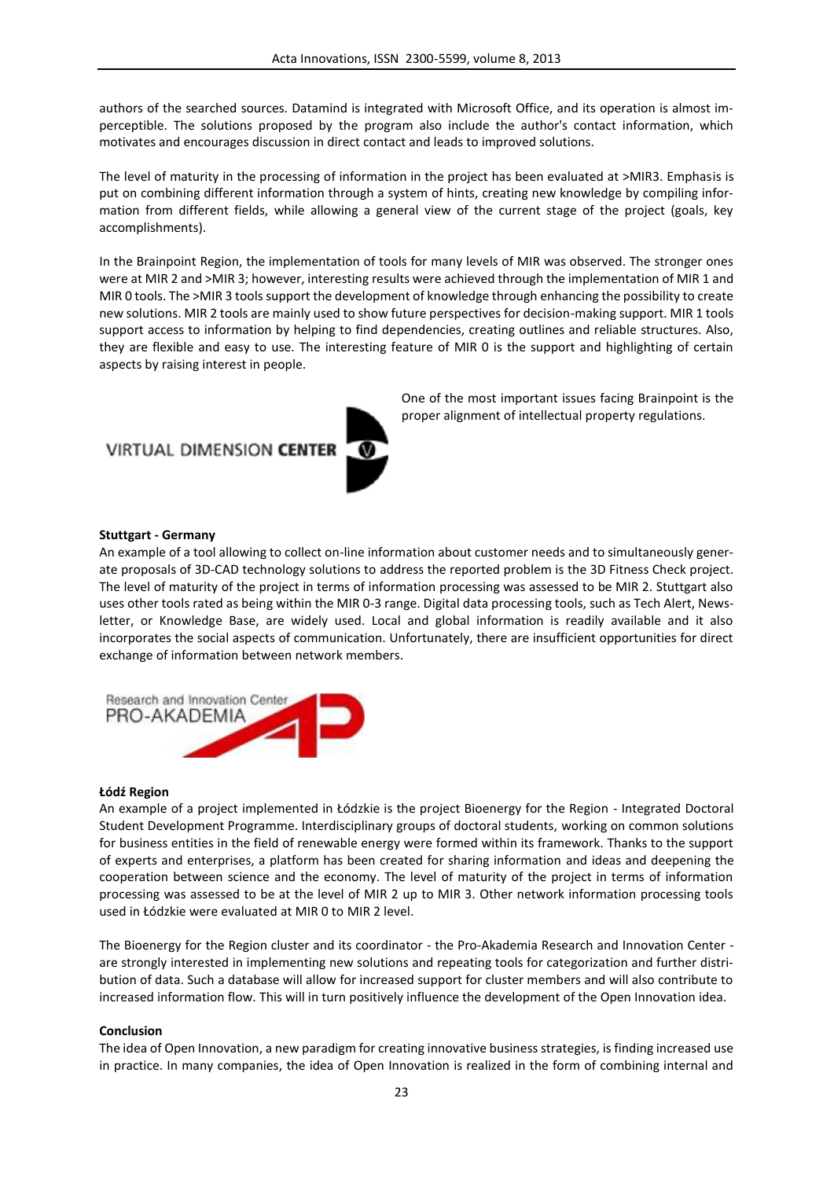authors of the searched sources. Datamind is integrated with Microsoft Office, and its operation is almost imperceptible. The solutions proposed by the program also include the author's contact information, which motivates and encourages discussion in direct contact and leads to improved solutions.

The level of maturity in the processing of information in the project has been evaluated at >MIR3. Emphasis is put on combining different information through a system of hints, creating new knowledge by compiling information from different fields, while allowing a general view of the current stage of the project (goals, key accomplishments).

In the Brainpoint Region, the implementation of tools for many levels of MIR was observed. The stronger ones were at MIR 2 and >MIR 3; however, interesting results were achieved through the implementation of MIR 1 and MIR 0 tools. The >MIR 3 tools support the development of knowledge through enhancing the possibility to create new solutions. MIR 2 tools are mainly used to show future perspectives for decision-making support. MIR 1 tools support access to information by helping to find dependencies, creating outlines and reliable structures. Also, they are flexible and easy to use. The interesting feature of MIR 0 is the support and highlighting of certain aspects by raising interest in people.

One of the most important issues facing Brainpoint is the proper alignment of intellectual property regulations.

VIRTUAL DIMENSION **CENTER**

**Stuttgart - Germany**

An example of a tool allowing to collect on-line information about customer needs and to simultaneously generate proposals of 3D-CAD technology solutions to address the reported problem is the 3D Fitness Check project. The level of maturity of the project in terms of information processing was assessed to be MIR 2. Stuttgart also uses other tools rated as being within the MIR 0-3 range. Digital data processing tools, such as Tech Alert, Newsletter, or Knowledge Base, are widely used. Local and global information is readily available and it also incorporates the social aspects of communication. Unfortunately, there are insufficient opportunities for direct exchange of information between network members.

Research and Innovation Center
PRO-AKADEMIA

**Łódź Region**

An example of a project implemented in Łódzkie is the project Bioenergy for the Region - Integrated Doctoral Student Development Programme. Interdisciplinary groups of doctoral students, working on common solutions for business entities in the field of renewable energy were formed within its framework. Thanks to the support of experts and enterprises, a platform has been created for sharing information and ideas and deepening the cooperation between science and the economy. The level of maturity of the project in terms of information processing was assessed to be at the level of MIR 2 up to MIR 3. Other network information processing tools used in Łódzkie were evaluated at MIR 0 to MIR 2 level.

The Bioenergy for the Region cluster and its coordinator - the Pro-Akademia Research and Innovation Center - are strongly interested in implementing new solutions and repeating tools for categorization and further distribution of data. Such a database will allow for increased support for cluster members and will also contribute to increased information flow. This will in turn positively influence the development of the Open Innovation idea.

**Conclusion**

The idea of Open Innovation, a new paradigm for creating innovative business strategies, is finding increased use in practice. In many companies, the idea of Open Innovation is realized in the form of combining internal and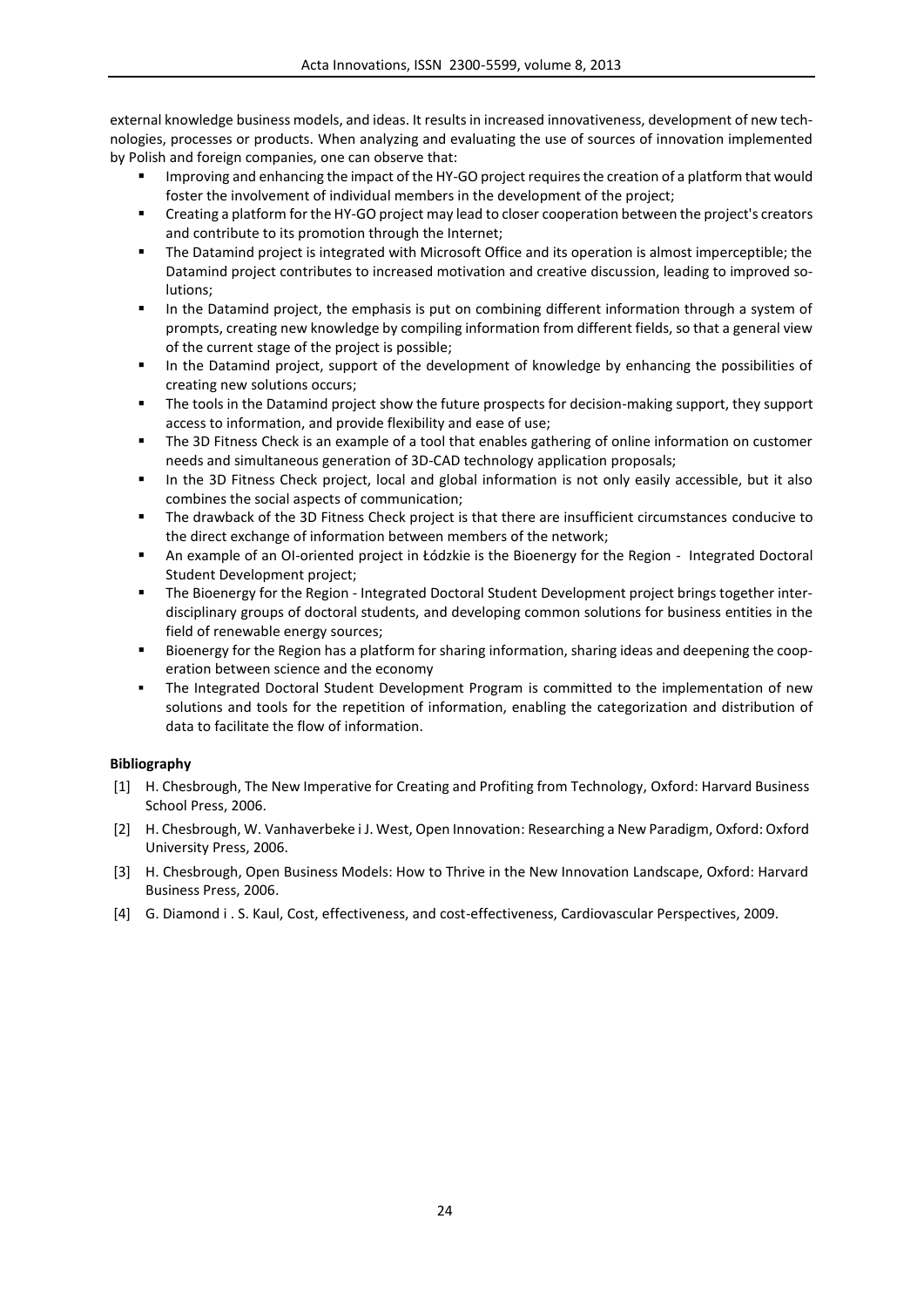external knowledge business models, and ideas. It results in increased innovativeness, development of new technologies, processes or products. When analyzing and evaluating the use of sources of innovation implemented by Polish and foreign companies, one can observe that:

- Improving and enhancing the impact of the HY-GO project requires the creation of a platform that would foster the involvement of individual members in the development of the project;
- Creating a platform for the HY-GO project may lead to closer cooperation between the project's creators and contribute to its promotion through the Internet;
- The Datamind project is integrated with Microsoft Office and its operation is almost imperceptible; the Datamind project contributes to increased motivation and creative discussion, leading to improved solutions;
- In the Datamind project, the emphasis is put on combining different information through a system of prompts, creating new knowledge by compiling information from different fields, so that a general view of the current stage of the project is possible;
- In the Datamind project, support of the development of knowledge by enhancing the possibilities of creating new solutions occurs;
- The tools in the Datamind project show the future prospects for decision-making support, they support access to information, and provide flexibility and ease of use;
- The 3D Fitness Check is an example of a tool that enables gathering of online information on customer needs and simultaneous generation of 3D-CAD technology application proposals;
- In the 3D Fitness Check project, local and global information is not only easily accessible, but it also combines the social aspects of communication;
- The drawback of the 3D Fitness Check project is that there are insufficient circumstances conducive to the direct exchange of information between members of the network;
- An example of an OI-oriented project in Łódzkie is the Bioenergy for the Region - Integrated Doctoral Student Development project;
- The Bioenergy for the Region - Integrated Doctoral Student Development project brings together interdisciplinary groups of doctoral students, and developing common solutions for business entities in the field of renewable energy sources;
- Bioenergy for the Region has a platform for sharing information, sharing ideas and deepening the cooperation between science and the economy
- The Integrated Doctoral Student Development Program is committed to the implementation of new solutions and tools for the repetition of information, enabling the categorization and distribution of data to facilitate the flow of information.

**Bibliography**

[1] H. Chesbrough, The New Imperative for Creating and Profiting from Technology, Oxford: Harvard Business School Press, 2006.

[2] H. Chesbrough, W. Vanhaverbeke i J. West, Open Innovation: Researching a New Paradigm, Oxford: Oxford University Press, 2006.

[3] H. Chesbrough, Open Business Models: How to Thrive in the New Innovation Landscape, Oxford: Harvard Business Press, 2006.

[4] G. Diamond i . S. Kaul, Cost, effectiveness, and cost-effectiveness, Cardiovascular Perspectives, 2009.